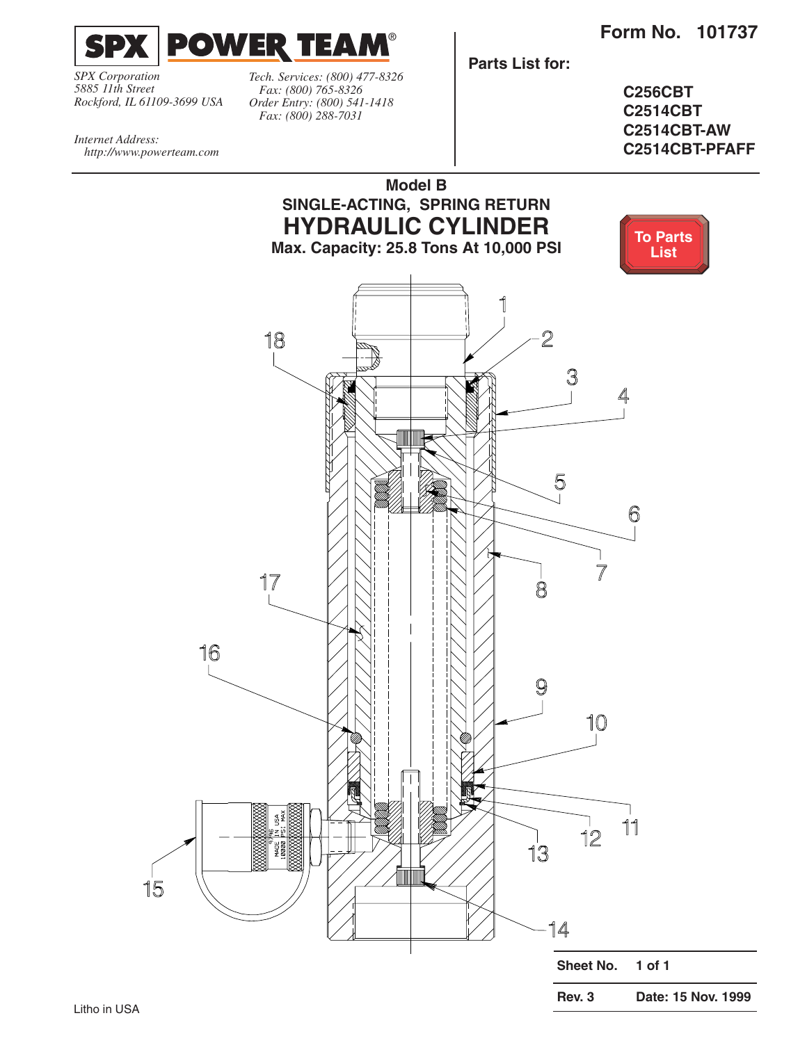**SPX** **POWER TEAM**®

*SPX Corporation*
*5885 11th Street*
*Rockford, IL 61109-3699 USA*

*Tech. Services: (800) 477-8326*
*Fax: (800) 765-8326*
*Order Entry: (800) 541-1418*
*Fax: (800) 288-7031*

*Internet Address:*
*http://www.powerteam.com*

**Form No. 101737**

**Parts List for:**

**C256CBT**
**C2514CBT**
**C2514CBT-AW**
**C2514CBT-PFAFF**

## Model B
## SINGLE-ACTING, SPRING RETURN
# HYDRAULIC CYLINDER
**Max. Capacity: 25.8 Tons At 10,000 PSI**

To Parts List

1
2
3
4
5
6
7
8
9
10
11
12
13
14
15
16
17
18

MADE IN USA
10000 PSI MAX

| **Sheet No.** | **1 of 1** |
|---|---|
| **Rev. 3** | **Date: 15 Nov. 1999** |

Litho in USA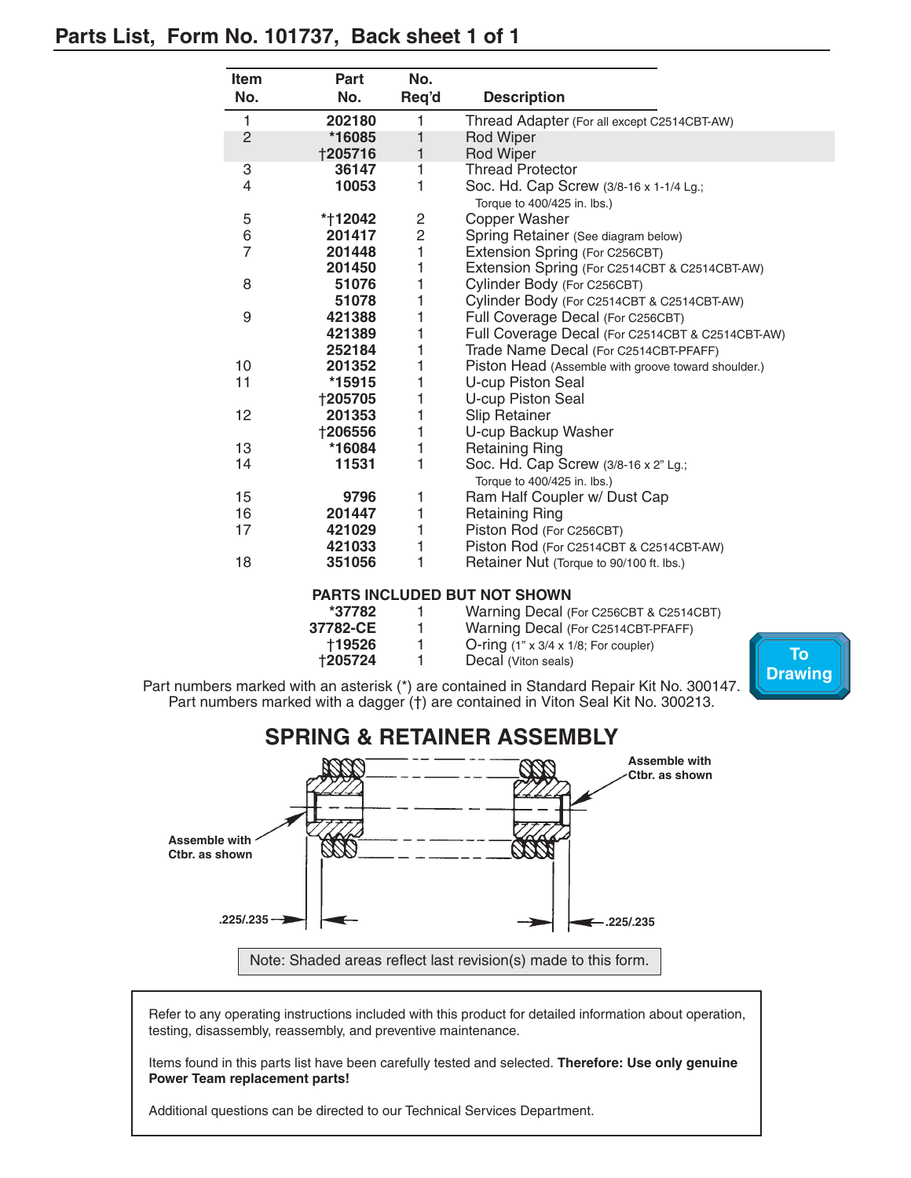## Parts List, Form No. 101737, Back sheet 1 of 1

| Item No. | Part No. | No. Req'd | Description |
|---|---|---|---|
| 1 | 202180 | 1 | Thread Adapter (For all except C2514CBT-AW) |
| 2 | *16085 | 1 | Rod Wiper |
| | †205716 | 1 | Rod Wiper |
| 3 | 36147 | 1 | Thread Protector |
| 4 | 10053 | 1 | Soc. Hd. Cap Screw (3/8-16 x 1-1/4 Lg.; Torque to 400/425 in. lbs.) |
| 5 | *†12042 | 2 | Copper Washer |
| 6 | 201417 | 2 | Spring Retainer (See diagram below) |
| 7 | 201448 | 1 | Extension Spring (For C256CBT) |
| | 201450 | 1 | Extension Spring (For C2514CBT & C2514CBT-AW) |
| 8 | 51076 | 1 | Cylinder Body (For C256CBT) |
| | 51078 | 1 | Cylinder Body (For C2514CBT & C2514CBT-AW) |
| 9 | 421388 | 1 | Full Coverage Decal (For C256CBT) |
| | 421389 | 1 | Full Coverage Decal (For C2514CBT & C2514CBT-AW) |
| | 252184 | 1 | Trade Name Decal (For C2514CBT-PFAFF) |
| 10 | 201352 | 1 | Piston Head (Assemble with groove toward shoulder.) |
| 11 | *15915 | 1 | U-cup Piston Seal |
| | †205705 | 1 | U-cup Piston Seal |
| 12 | 201353 | 1 | Slip Retainer |
| | †206556 | 1 | U-cup Backup Washer |
| 13 | *16084 | 1 | Retaining Ring |
| 14 | 11531 | 1 | Soc. Hd. Cap Screw (3/8-16 x 2" Lg.; Torque to 400/425 in. lbs.) |
| 15 | 9796 | 1 | Ram Half Coupler w/ Dust Cap |
| 16 | 201447 | 1 | Retaining Ring |
| 17 | 421029 | 1 | Piston Rod (For C256CBT) |
| | 421033 | 1 | Piston Rod (For C2514CBT & C2514CBT-AW) |
| 18 | 351056 | 1 | Retainer Nut (Torque to 90/100 ft. lbs.) |

### PARTS INCLUDED BUT NOT SHOWN

| Part No. | No. Req'd | Description |
|---|---|---|
| *37782 | 1 | Warning Decal (For C256CBT & C2514CBT) |
| 37782-CE | 1 | Warning Decal (For C2514CBT-PFAFF) |
| †19526 | 1 | O-ring (1" x 3/4 x 1/8; For coupler) |
| †205724 | 1 | Decal (Viton seals) |

Part numbers marked with an asterisk (*) are contained in Standard Repair Kit No. 300147.
Part numbers marked with a dagger (†) are contained in Viton Seal Kit No. 300213.

To Drawing

## SPRING & RETAINER ASSEMBLY

Assemble with Ctbr. as shown

Assemble with Ctbr. as shown

.225/.235

.225/.235

Note: Shaded areas reflect last revision(s) made to this form.

Refer to any operating instructions included with this product for detailed information about operation, testing, disassembly, reassembly, and preventive maintenance.

Items found in this parts list have been carefully tested and selected. **Therefore: Use only genuine Power Team replacement parts!**

Additional questions can be directed to our Technical Services Department.